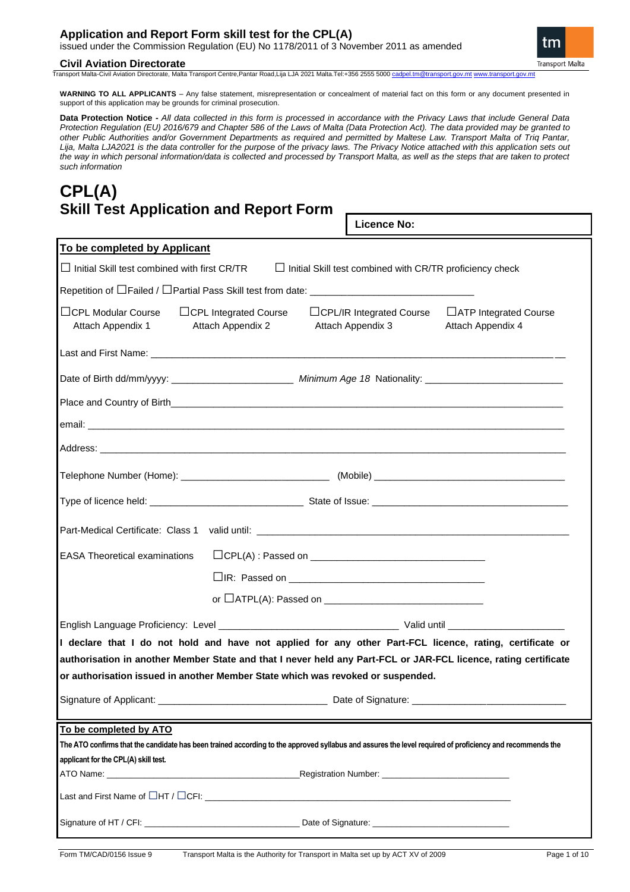# Application and Report Form skill test for the CPL(A)

issued under the Commission Regulation (EU) No 1178/2011 of 3 November 2011 as amended

**Civil Aviation Directorate**

Transport Malta-Civil Aviation Directorate, Malta Transport Centre,Pantar Road,Lija LJA 2021 Malta.Tel:+356 2555 5000 cadpel.tm@transport.gov.mt www.transport.gov.mt

**WARNING TO ALL APPLICANTS** – Any false statement, misrepresentation or concealment of material fact on this form or any document presented in support of this application may be grounds for criminal prosecution.

**Data Protection Notice -** *All data collected in this form is processed in accordance with the Privacy Laws that include General Data Protection Regulation (EU) 2016/679 and Chapter 586 of the Laws of Malta (Data Protection Act). The data provided may be granted to other Public Authorities and/or Government Departments as required and permitted by Maltese Law. Transport Malta of Triq Pantar, Lija, Malta LJA2021 is the data controller for the purpose of the privacy laws. The Privacy Notice attached with this application sets out the way in which personal information/data is collected and processed by Transport Malta, as well as the steps that are taken to protect such information*

# CPL(A)
# Skill Test Application and Report Form

**Licence No:**

**To be completed by Applicant**

☐ Initial Skill test combined with first CR/TR ☐ Initial Skill test combined with CR/TR proficiency check

Repetition of ☐Failed / ☐Partial Pass Skill test from date: ______________________________

☐CPL Modular Course Attach Appendix 1 ☐CPL Integrated Course Attach Appendix 2 ☐CPL/IR Integrated Course Attach Appendix 3 ☐ATP Integrated Course Attach Appendix 4

Last and First Name: ______________________________

Date of Birth dd/mm/yyyy: ______________________ *Minimum Age 18* Nationality: ______________________

Place and Country of Birth______________________________

email: ______________________________

Address: ______________________________

Telephone Number (Home): ______________________ (Mobile) ______________________

Type of licence held: ______________________ State of Issue: ______________________

Part-Medical Certificate: Class 1 valid until: ______________________________

EASA Theoretical examinations ☐CPL(A) : Passed on ______________________________

☐IR: Passed on ______________________________

or ☐ATPL(A): Passed on ______________________________

English Language Proficiency: Level ______________________ Valid until ______________________

**I declare that I do not hold and have not applied for any other Part-FCL licence, rating, certificate or authorisation in another Member State and that I never held any Part-FCL or JAR-FCL licence, rating certificate or authorisation issued in another Member State which was revoked or suspended.**

Signature of Applicant: ______________________ Date of Signature: ______________________

**To be completed by ATO**

**The ATO confirms that the candidate has been trained according to the approved syllabus and assures the level required of proficiency and recommends the applicant for the CPL(A) skill test.**

ATO Name: ______________________ Registration Number: ______________________

Last and First Name of ☐HT / ☐CFI: ______________________________

Signature of HT / CFI: ______________________ Date of Signature: ______________________

Form TM/CAD/0156 Issue 9 Transport Malta is the Authority for Transport in Malta set up by ACT XV of 2009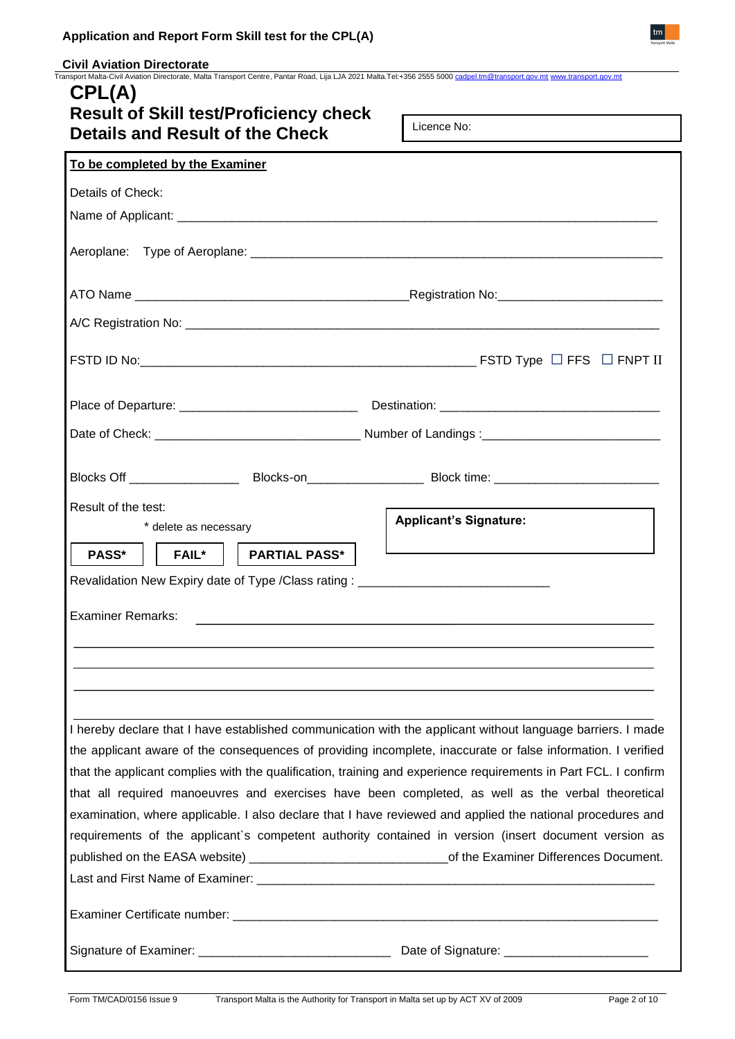**Civil Aviation Directorate**

Transport Malta-Civil Aviation Directorate, Malta Transport Centre, Pantar Road, Lija LJA 2021 Malta.Tel:+356 2555 5000 cadpel.tm@transport.gov.mt www.transport.gov.mt

# CPL(A)
## Result of Skill test/Proficiency check
## Details and Result of the Check

Licence No:

**To be completed by the Examiner**

Details of Check:

Name of Applicant: ______________________________________________________________________

Aeroplane: Type of Aeroplane: ____________________________________________________________

ATO Name ______________________________________ Registration No: _______________________

A/C Registration No: _____________________________________________________________________

FSTD ID No: ________________________________________________ FSTD Type ☐ FFS ☐ FNPT II

Place of Departure: __________________________ Destination: ________________________________

Date of Check: _____________________________ Number of Landings : _________________________

Blocks Off ________________ Blocks-on________________ Block time: _______________________

Result of the test:

\* delete as necessary

**PASS\*** **FAIL\*** **PARTIAL PASS\***

**Applicant's Signature:**

Revalidation New Expiry date of Type /Class rating : ___________________________

Examiner Remarks: ________________________________________________________________

_______________________________________________________________________________

_______________________________________________________________________________

_______________________________________________________________________________

_______________________________________________________________________________

I hereby declare that I have established communication with the applicant without language barriers. I made the applicant aware of the consequences of providing incomplete, inaccurate or false information. I verified that the applicant complies with the qualification, training and experience requirements in Part FCL. I confirm that all required manoeuvres and exercises have been completed, as well as the verbal theoretical examination, where applicable. I also declare that I have reviewed and applied the national procedures and requirements of the applicant`s competent authority contained in version (insert document version as published on the EASA website) ____________________________of the Examiner Differences Document.

Last and First Name of Examiner: ___________________________________________________________

Examiner Certificate number: _______________________________________________________________

Signature of Examiner: ___________________________ Date of Signature: _____________________

Form TM/CAD/0156 Issue 9 Transport Malta is the Authority for Transport in Malta set up by ACT XV of 2009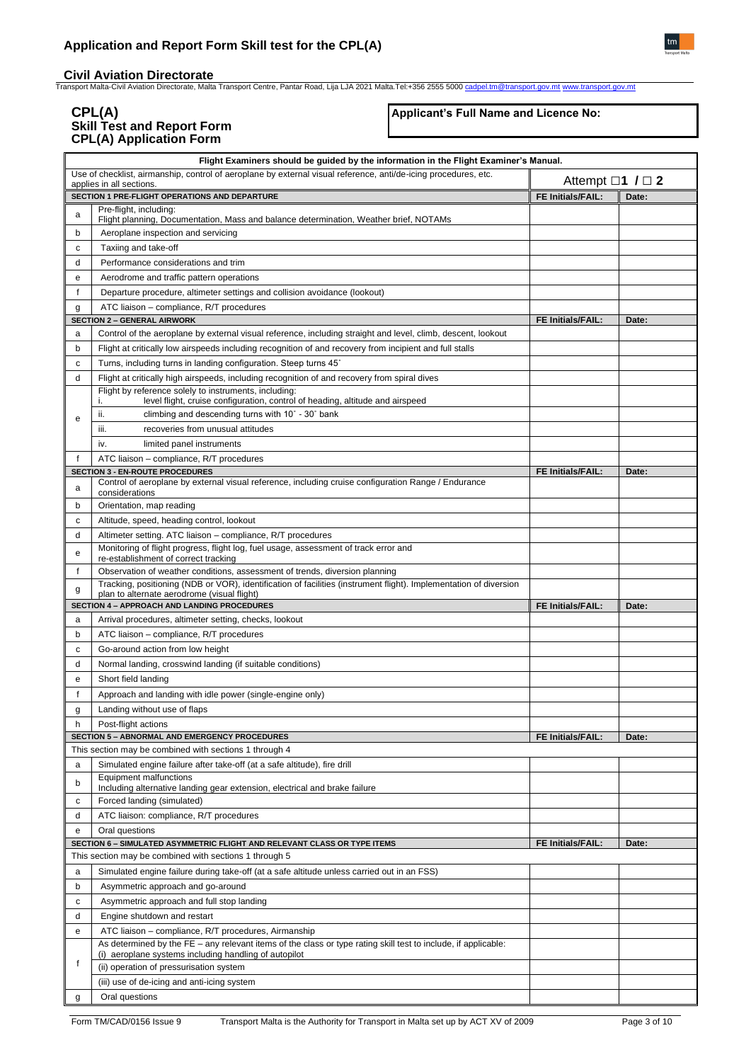# Application and Report Form Skill test for the CPL(A)

## Civil Aviation Directorate

Transport Malta-Civil Aviation Directorate, Malta Transport Centre, Pantar Road, Lija LJA 2021 Malta.Tel:+356 2555 5000 cadpel.tm@transport.gov.mt www.transport.gov.mt

**CPL(A)**
**Skill Test and Report Form**
**CPL(A) Application Form**

**Applicant's Full Name and Licence No:**

| | **Flight Examiners should be guided by the information in the Flight Examiner's Manual.** | | |
|---|---|---|---|
| | Use of checklist, airmanship, control of aeroplane by external visual reference, anti/de-icing procedures, etc. applies in all sections. | Attempt ☐1 / ☐ 2 | |
| | **SECTION 1 PRE-FLIGHT OPERATIONS AND DEPARTURE** | **FE Initials/FAIL:** | **Date:** |
| a | Pre-flight, including: Flight planning, Documentation, Mass and balance determination, Weather brief, NOTAMs | | |
| b | Aeroplane inspection and servicing | | |
| c | Taxiing and take-off | | |
| d | Performance considerations and trim | | |
| e | Aerodrome and traffic pattern operations | | |
| f | Departure procedure, altimeter settings and collision avoidance (lookout) | | |
| g | ATC liaison – compliance, R/T procedures | | |
| | **SECTION 2 – GENERAL AIRWORK** | **FE Initials/FAIL:** | **Date:** |
| a | Control of the aeroplane by external visual reference, including straight and level, climb, descent, lookout | | |
| b | Flight at critically low airspeeds including recognition of and recovery from incipient and full stalls | | |
| c | Turns, including turns in landing configuration. Steep turns 45˚ | | |
| d | Flight at critically high airspeeds, including recognition of and recovery from spiral dives | | |
| e | Flight by reference solely to instruments, including: i. level flight, cruise configuration, control of heading, altitude and airspeed | | |
| | ii. climbing and descending turns with 10˚ - 30˚ bank | | |
| | iii. recoveries from unusual attitudes | | |
| | iv. limited panel instruments | | |
| f | ATC liaison – compliance, R/T procedures | | |
| | **SECTION 3 - EN-ROUTE PROCEDURES** | **FE Initials/FAIL:** | **Date:** |
| a | Control of aeroplane by external visual reference, including cruise configuration Range / Endurance considerations | | |
| b | Orientation, map reading | | |
| c | Altitude, speed, heading control, lookout | | |
| d | Altimeter setting. ATC liaison – compliance, R/T procedures | | |
| e | Monitoring of flight progress, flight log, fuel usage, assessment of track error and re-establishment of correct tracking | | |
| f | Observation of weather conditions, assessment of trends, diversion planning | | |
| g | Tracking, positioning (NDB or VOR), identification of facilities (instrument flight). Implementation of diversion plan to alternate aerodrome (visual flight) | | |
| | **SECTION 4 – APPROACH AND LANDING PROCEDURES** | **FE Initials/FAIL:** | **Date:** |
| a | Arrival procedures, altimeter setting, checks, lookout | | |
| b | ATC liaison – compliance, R/T procedures | | |
| c | Go-around action from low height | | |
| d | Normal landing, crosswind landing (if suitable conditions) | | |
| e | Short field landing | | |
| f | Approach and landing with idle power (single-engine only) | | |
| g | Landing without use of flaps | | |
| h | Post-flight actions | | |
| | **SECTION 5 – ABNORMAL AND EMERGENCY PROCEDURES** | **FE Initials/FAIL:** | **Date:** |
| | This section may be combined with sections 1 through 4 | | |
| a | Simulated engine failure after take-off (at a safe altitude), fire drill | | |
| b | Equipment malfunctions Including alternative landing gear extension, electrical and brake failure | | |
| c | Forced landing (simulated) | | |
| d | ATC liaison: compliance, R/T procedures | | |
| e | Oral questions | | |
| | **SECTION 6 – SIMULATED ASYMMETRIC FLIGHT AND RELEVANT CLASS OR TYPE ITEMS** | **FE Initials/FAIL:** | **Date:** |
| | This section may be combined with sections 1 through 5 | | |
| a | Simulated engine failure during take-off (at a safe altitude unless carried out in an FSS) | | |
| b | Asymmetric approach and go-around | | |
| c | Asymmetric approach and full stop landing | | |
| d | Engine shutdown and restart | | |
| e | ATC liaison – compliance, R/T procedures, Airmanship | | |
| f | As determined by the FE – any relevant items of the class or type rating skill test to include, if applicable: (i) aeroplane systems including handling of autopilot | | |
| | (ii) operation of pressurisation system | | |
| | (iii) use of de-icing and anti-icing system | | |
| g | Oral questions | | |

Form TM/CAD/0156 Issue 9 — Transport Malta is the Authority for Transport in Malta set up by ACT XV of 2009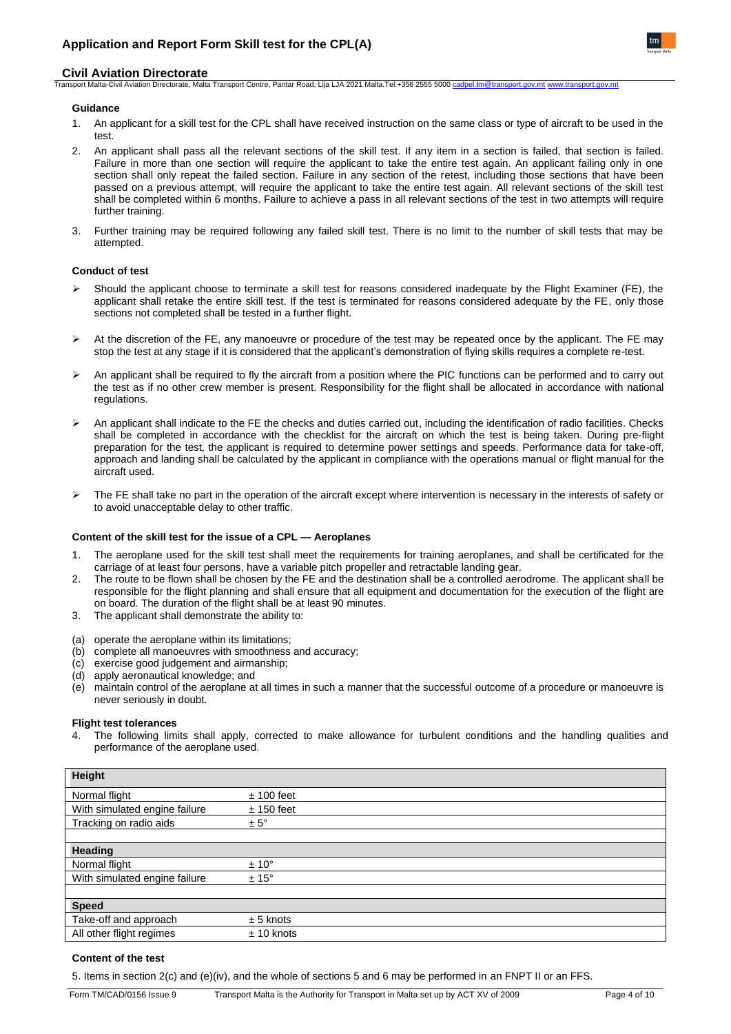**Guidance**

1. An applicant for a skill test for the CPL shall have received instruction on the same class or type of aircraft to be used in the test.
2. An applicant shall pass all the relevant sections of the skill test. If any item in a section is failed, that section is failed. Failure in more than one section will require the applicant to take the entire test again. An applicant failing only in one section shall only repeat the failed section. Failure in any section of the retest, including those sections that have been passed on a previous attempt, will require the applicant to take the entire test again. All relevant sections of the skill test shall be completed within 6 months. Failure to achieve a pass in all relevant sections of the test in two attempts will require further training.
3. Further training may be required following any failed skill test. There is no limit to the number of skill tests that may be attempted.

**Conduct of test**

- Should the applicant choose to terminate a skill test for reasons considered inadequate by the Flight Examiner (FE), the applicant shall retake the entire skill test. If the test is terminated for reasons considered adequate by the FE, only those sections not completed shall be tested in a further flight.
- At the discretion of the FE, any manoeuvre or procedure of the test may be repeated once by the applicant. The FE may stop the test at any stage if it is considered that the applicant's demonstration of flying skills requires a complete re-test.
- An applicant shall be required to fly the aircraft from a position where the PIC functions can be performed and to carry out the test as if no other crew member is present. Responsibility for the flight shall be allocated in accordance with national regulations.
- An applicant shall indicate to the FE the checks and duties carried out, including the identification of radio facilities. Checks shall be completed in accordance with the checklist for the aircraft on which the test is being taken. During pre-flight preparation for the test, the applicant is required to determine power settings and speeds. Performance data for take-off, approach and landing shall be calculated by the applicant in compliance with the operations manual or flight manual for the aircraft used.
- The FE shall take no part in the operation of the aircraft except where intervention is necessary in the interests of safety or to avoid unacceptable delay to other traffic.

**Content of the skill test for the issue of a CPL — Aeroplanes**

1. The aeroplane used for the skill test shall meet the requirements for training aeroplanes, and shall be certificated for the carriage of at least four persons, have a variable pitch propeller and retractable landing gear.
2. The route to be flown shall be chosen by the FE and the destination shall be a controlled aerodrome. The applicant shall be responsible for the flight planning and shall ensure that all equipment and documentation for the execution of the flight are on board. The duration of the flight shall be at least 90 minutes.
3. The applicant shall demonstrate the ability to:

(a) operate the aeroplane within its limitations;
(b) complete all manoeuvres with smoothness and accuracy;
(c) exercise good judgement and airmanship;
(d) apply aeronautical knowledge; and
(e) maintain control of the aeroplane at all times in such a manner that the successful outcome of a procedure or manoeuvre is never seriously in doubt.

**Flight test tolerances**

4. The following limits shall apply, corrected to make allowance for turbulent conditions and the handling qualities and performance of the aeroplane used.

| **Height** | |
|---|---|
| Normal flight | ± 100 feet |
| With simulated engine failure | ± 150 feet |
| Tracking on radio aids | ± 5° |
| | |
| **Heading** | |
| Normal flight | ± 10° |
| With simulated engine failure | ± 15° |
| | |
| **Speed** | |
| Take-off and approach | ± 5 knots |
| All other flight regimes | ± 10 knots |

**Content of the test**

5. Items in section 2(c) and (e)(iv), and the whole of sections 5 and 6 may be performed in an FNPT II or an FFS.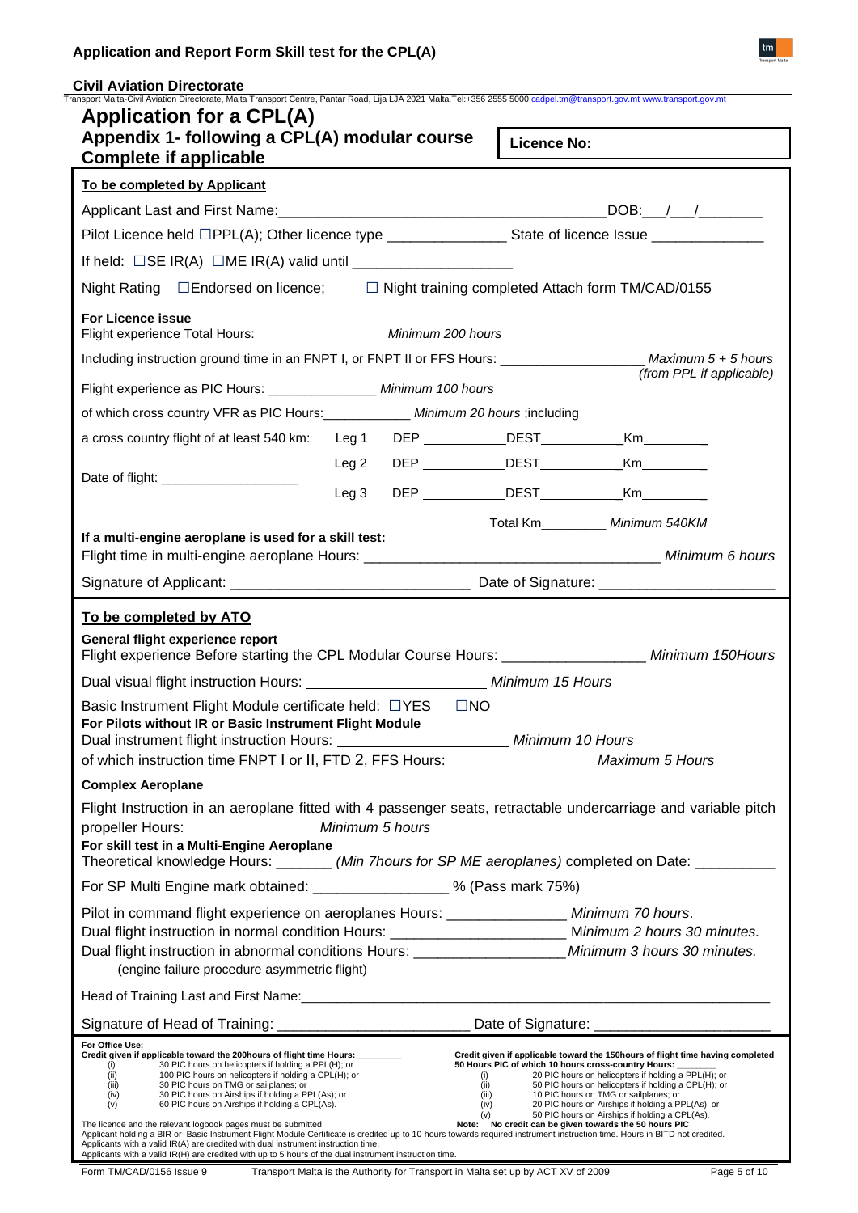**Civil Aviation Directorate**

Transport Malta-Civil Aviation Directorate, Malta Transport Centre, Pantar Road, Lija LJA 2021 Malta.Tel:+356 2555 5000 cadpel.tm@transport.gov.mt www.transport.gov.mt

# Application for a CPL(A)

## Appendix 1- following a CPL(A) modular course Complete if applicable

**Licence No:**

**To be completed by Applicant**

Applicant Last and First Name:_________________________________________DOB:___/___/________

Pilot Licence held ☐PPL(A); Other licence type _______________ State of licence Issue ______________

If held: ☐SE IR(A) ☐ME IR(A) valid until ___________________

Night Rating ☐Endorsed on licence; ☐ Night training completed Attach form TM/CAD/0155

**For Licence issue**

Flight experience Total Hours: _________________ *Minimum 200 hours*

Including instruction ground time in an FNPT I, or FNPT II or FFS Hours: ___________________ *Maximum 5 + 5 hours (from PPL if applicable)*

Flight experience as PIC Hours: _______________ *Minimum 100 hours*

of which cross country VFR as PIC Hours:____________ *Minimum 20 hours* ;including

a cross country flight of at least 540 km:

| | | | | |
|---|---|---|---|---|
| | Leg 1 | DEP ___________ | DEST___________ | Km_________ |
| Date of flight: ___________________ | Leg 2 | DEP ___________ | DEST___________ | Km_________ |
| | Leg 3 | DEP ___________ | DEST___________ | Km_________ |

Total Km_________ *Minimum 540KM*

**If a multi-engine aeroplane is used for a skill test:**

Flight time in multi-engine aeroplane Hours: ____________________________________ *Minimum 6 hours*

Signature of Applicant: ______________________________ Date of Signature: _____________________

**To be completed by ATO**

**General flight experience report**

Flight experience Before starting the CPL Modular Course Hours: _________________ *Minimum 150Hours*

Dual visual flight instruction Hours: _______________________ *Minimum 15 Hours*

Basic Instrument Flight Module certificate held: ☐YES ☐NO

**For Pilots without IR or Basic Instrument Flight Module**

Dual instrument flight instruction Hours: _____________________ *Minimum 10 Hours*

of which instruction time FNPT I or II, FTD 2, FFS Hours: _________________ *Maximum 5 Hours*

**Complex Aeroplane**

Flight Instruction in an aeroplane fitted with 4 passenger seats, retractable undercarriage and variable pitch propeller Hours: ________________*Minimum 5 hours*

**For skill test in a Multi-Engine Aeroplane**

Theoretical knowledge Hours: _______ *(Min 7hours for SP ME aeroplanes)* completed on Date: _________

For SP Multi Engine mark obtained: ________________ % (Pass mark 75%)

Pilot in command flight experience on aeroplanes Hours: ______________ *Minimum 70 hours*.

Dual flight instruction in normal condition Hours: _____________________ *Minimum 2 hours 30 minutes.*

Dual flight instruction in abnormal conditions Hours: __________________*Minimum 3 hours 30 minutes.*

(engine failure procedure asymmetric flight)

Head of Training Last and First Name:_____________________________________________________

Signature of Head of Training: ________________________ Date of Signature: ______________________

**For Office Use:**

**Credit given if applicable toward the 200hours of flight time Hours: ________**

- (i) 30 PIC hours on helicopters if holding a PPL(H); or
- (ii) 100 PIC hours on helicopters if holding a CPL(H); or
- (iii) 30 PIC hours on TMG or sailplanes; or
- (iv) 30 PIC hours on Airships if holding a PPL(As); or
- (v) 60 PIC hours on Airships if holding a CPL(As).

**Credit given if applicable toward the 150hours of flight time having completed 50 Hours PIC of which 10 hours cross-country Hours: ________**

- (i) 20 PIC hours on helicopters if holding a PPL(H); or
- (ii) 50 PIC hours on helicopters if holding a CPL(H); or
- (iii) 10 PIC hours on TMG or sailplanes; or
- (iv) 20 PIC hours on Airships if holding a PPL(As); or
- (v) 50 PIC hours on Airships if holding a CPL(As).

**Note: No credit can be given towards the 50 hours PIC**

The licence and the relevant logbook pages must be submitted

Applicant holding a BIR or Basic Instrument Flight Module Certificate is credited up to 10 hours towards required instrument instruction time. Hours in BITD not credited.

Applicants with a valid IR(A) are credited with dual instrument instruction time.

Applicants with a valid IR(H) are credited with up to 5 hours of the dual instrument instruction time.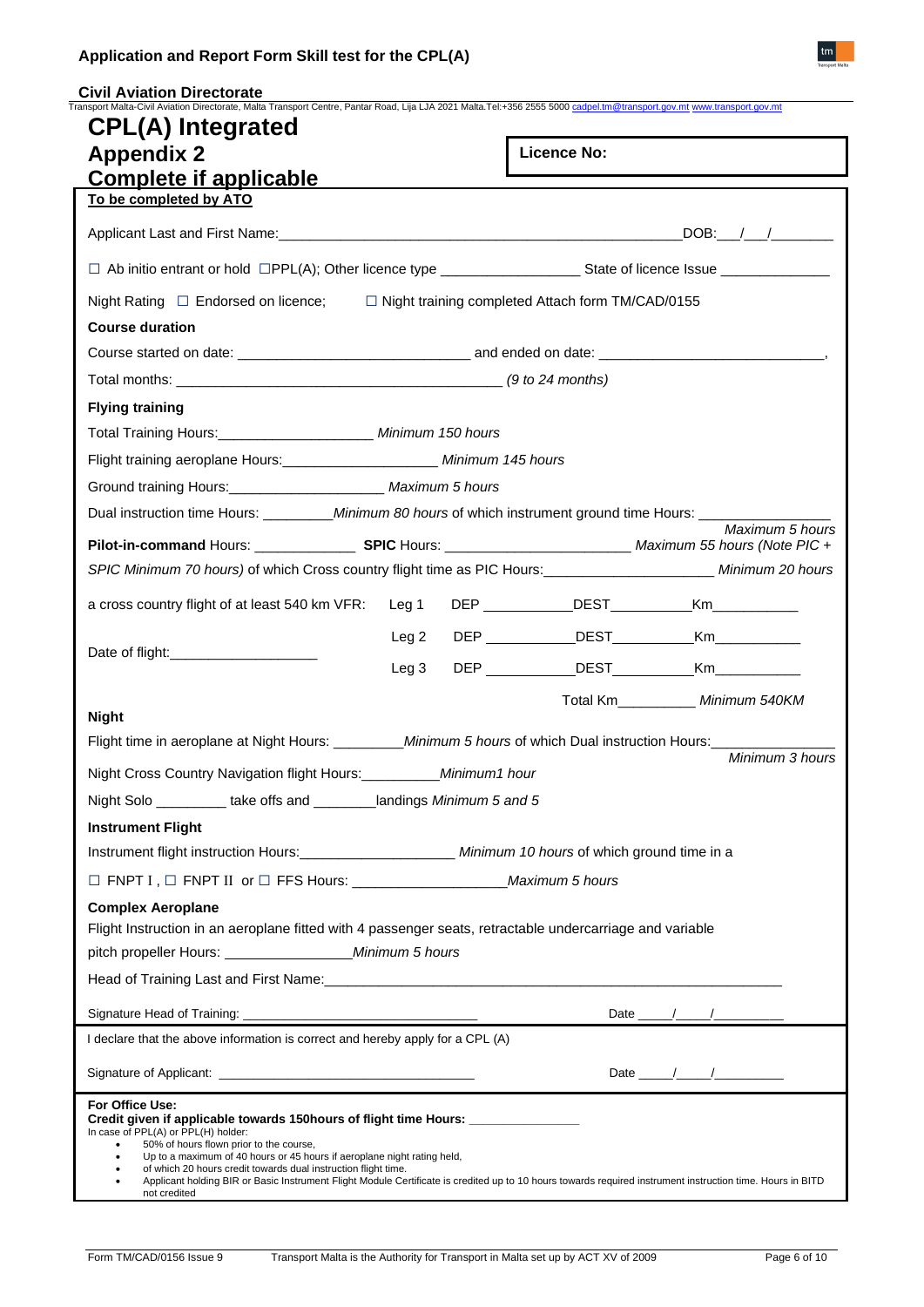**Civil Aviation Directorate**

Transport Malta-Civil Aviation Directorate, Malta Transport Centre, Pantar Road, Lija LJA 2021 Malta.Tel:+356 2555 5000 cadpel.tm@transport.gov.mt www.transport.gov.mt

# CPL(A) Integrated

## Appendix 2

## Complete if applicable

**Licence No:**

**To be completed by ATO**

Applicant Last and First Name:______________________________________________DOB:___/___/________

☐ Ab initio entrant or hold ☐PPL(A); Other licence type _________________ State of licence Issue ______________

Night Rating ☐ Endorsed on licence; ☐ Night training completed Attach form TM/CAD/0155

**Course duration**

Course started on date: _____________________________ and ended on date: ____________________________,

Total months: __________________________________________ *(9 to 24 months)*

**Flying training**

Total Training Hours:____________________ *Minimum 150 hours*

Flight training aeroplane Hours:____________________ *Minimum 145 hours*

Ground training Hours:____________________ *Maximum 5 hours*

Dual instruction time Hours: _________*Minimum 80 hours* of which instrument ground time Hours: ________________ *Maximum 5 hours*

**Pilot-in-command** Hours: _____________ **SPIC** Hours: _______________________ *Maximum 55 hours (Note PIC + SPIC Minimum 70 hours)* of which Cross country flight time as PIC Hours:______________________ *Minimum 20 hours*

a cross country flight of at least 540 km VFR:

| | DEP | DEST | Km |
|---|---|---|---|
| Leg 1 | ___________ | __________ | ___________ |
| Leg 2 | ___________ | __________ | ___________ |
| Leg 3 | ___________ | __________ | ___________ |

Date of flight:___________________

Total Km__________ *Minimum 540KM*

**Night**

Flight time in aeroplane at Night Hours: _________*Minimum 5 hours* of which Dual instruction Hours:______________ *Minimum 3 hours*

Night Cross Country Navigation flight Hours:__________*Minimum1 hour*

Night Solo _________ take offs and ________landings *Minimum 5 and 5*

**Instrument Flight**

Instrument flight instruction Hours:____________________ *Minimum 10 hours* of which ground time in a

☐ FNPT I , ☐ FNPT II or ☐ FFS Hours: ___________________*Maximum 5 hours*

**Complex Aeroplane**

Flight Instruction in an aeroplane fitted with 4 passenger seats, retractable undercarriage and variable pitch propeller Hours: ________________*Minimum 5 hours*

Head of Training Last and First Name:__________________________________________________________

Signature Head of Training: ________________________________ Date _____/_____/__________

I declare that the above information is correct and hereby apply for a CPL (A)

Signature of Applicant: ____________________________________ Date _____/_____/__________

**For Office Use:**

**Credit given if applicable towards 150hours of flight time Hours: _______________**

In case of PPL(A) or PPL(H) holder:

- 50% of hours flown prior to the course,
- Up to a maximum of 40 hours or 45 hours if aeroplane night rating held,
- of which 20 hours credit towards dual instruction flight time.
- Applicant holding BIR or Basic Instrument Flight Module Certificate is credited up to 10 hours towards required instrument instruction time. Hours in BITD not credited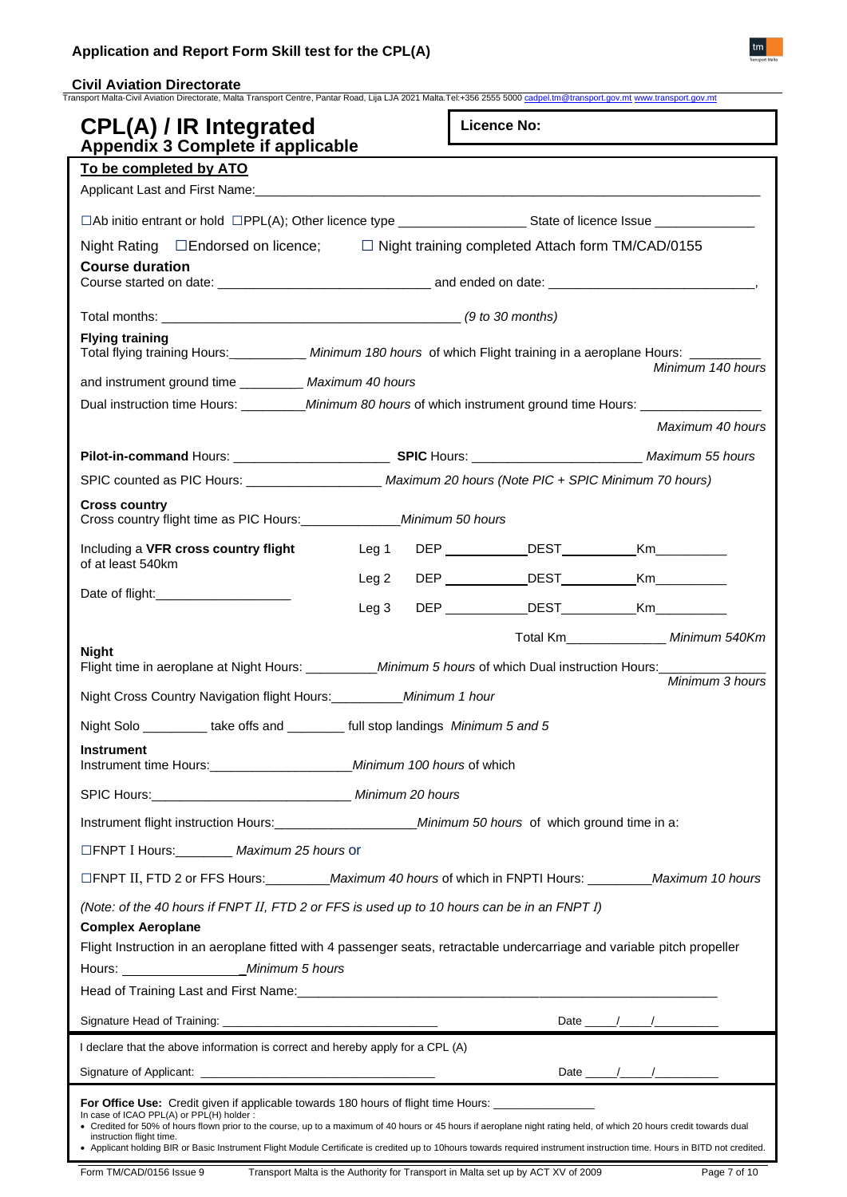**Application and Report Form Skill test for the CPL(A)**

**Civil Aviation Directorate**

Transport Malta-Civil Aviation Directorate, Malta Transport Centre, Pantar Road, Lija LJA 2021 Malta.Tel:+356 2555 5000 cadpel.tm@transport.gov.mt www.transport.gov.mt

# CPL(A) / IR Integrated

**Appendix 3 Complete if applicable**

**Licence No:**

**To be completed by ATO**

Applicant Last and First Name:\_\_\_\_\_\_\_\_\_\_\_\_\_\_\_\_\_\_\_\_\_\_\_\_\_\_\_\_\_\_\_\_\_\_\_\_\_\_\_\_\_\_\_\_

☐Ab initio entrant or hold ☐PPL(A); Other licence type \_\_\_\_\_\_\_\_\_\_\_\_\_\_\_\_\_ State of licence Issue \_\_\_\_\_\_\_\_\_\_\_\_\_

Night Rating ☐Endorsed on licence; ☐ Night training completed Attach form TM/CAD/0155

**Course duration**

Course started on date: \_\_\_\_\_\_\_\_\_\_\_\_\_\_\_\_\_\_\_\_\_\_\_\_\_\_\_\_ and ended on date: \_\_\_\_\_\_\_\_\_\_\_\_\_\_\_\_\_\_\_\_\_\_\_\_\_\_\_,

Total months: \_\_\_\_\_\_\_\_\_\_\_\_\_\_\_\_\_\_\_\_\_\_\_\_\_\_\_\_\_\_\_\_\_\_\_\_\_\_\_\_ *(9 to 30 months)*

**Flying training**

Total flying training Hours:\_\_\_\_\_\_\_\_\_\_ *Minimum 180 hours* of which Flight training in a aeroplane Hours: \_\_\_\_\_\_\_\_\_\_ *Minimum 140 hours*

and instrument ground time \_\_\_\_\_\_\_\_\_ *Maximum 40 hours*

Dual instruction time Hours: \_\_\_\_\_\_\_\_\_*Minimum 80 hours* of which instrument ground time Hours: \_\_\_\_\_\_\_\_\_\_\_\_\_\_\_\_ *Maximum 40 hours*

**Pilot-in-command** Hours: \_\_\_\_\_\_\_\_\_\_\_\_\_\_\_\_\_\_\_\_\_\_ **SPIC** Hours: \_\_\_\_\_\_\_\_\_\_\_\_\_\_\_\_\_\_\_\_\_\_\_ *Maximum 55 hours*

SPIC counted as PIC Hours: \_\_\_\_\_\_\_\_\_\_\_\_\_\_\_\_\_\_ *Maximum 20 hours (Note PIC + SPIC Minimum 70 hours)*

**Cross country**

Cross country flight time as PIC Hours:\_\_\_\_\_\_\_\_\_\_\_\_\_\_*Minimum 50 hours*

Including a **VFR cross country flight** of at least 540km

Date of flight:\_\_\_\_\_\_\_\_\_\_\_\_\_\_\_\_\_\_\_

| | | | |
|---|---|---|---|
| Leg 1 | DEP \_\_\_\_\_\_\_\_\_\_ | DEST\_\_\_\_\_\_\_\_\_\_ | Km\_\_\_\_\_\_\_\_\_\_ |
| Leg 2 | DEP \_\_\_\_\_\_\_\_\_\_ | DEST\_\_\_\_\_\_\_\_\_\_ | Km\_\_\_\_\_\_\_\_\_\_ |
| Leg 3 | DEP \_\_\_\_\_\_\_\_\_\_ | DEST\_\_\_\_\_\_\_\_\_\_ | Km\_\_\_\_\_\_\_\_\_\_ |

Total Km\_\_\_\_\_\_\_\_\_\_\_\_\_\_ *Minimum 540Km*

**Night**

Flight time in aeroplane at Night Hours: \_\_\_\_\_\_\_\_\_\_*Minimum 5 hours* of which Dual instruction Hours:\_\_\_\_\_\_\_\_\_\_\_\_\_\_ *Minimum 3 hours*

Night Cross Country Navigation flight Hours:\_\_\_\_\_\_\_\_\_\_*Minimum 1 hour*

Night Solo \_\_\_\_\_\_\_\_\_ take offs and \_\_\_\_\_\_\_\_ full stop landings *Minimum 5 and 5*

**Instrument**

Instrument time Hours:\_\_\_\_\_\_\_\_\_\_\_\_\_\_\_\_\_\_\_\_*Minimum 100 hours* of which

SPIC Hours:\_\_\_\_\_\_\_\_\_\_\_\_\_\_\_\_\_\_\_\_\_\_\_\_\_\_\_\_ *Minimum 20 hours*

Instrument flight instruction Hours:\_\_\_\_\_\_\_\_\_\_\_\_\_\_\_\_\_\_\_\_*Minimum 50 hours* of which ground time in a:

☐FNPT I Hours:\_\_\_\_\_\_\_\_ *Maximum 25 hours* or

☐FNPT II, FTD 2 or FFS Hours:\_\_\_\_\_\_\_\_\_*Maximum 40 hours* of which in FNPTI Hours: \_\_\_\_\_\_\_\_\_*Maximum 10 hours*

*(Note: of the 40 hours if FNPT II, FTD 2 or FFS is used up to 10 hours can be in an FNPT I)*

**Complex Aeroplane**

Flight Instruction in an aeroplane fitted with 4 passenger seats, retractable undercarriage and variable pitch propeller

Hours: \_\_\_\_\_\_\_\_\_\_\_\_\_\_\_\_\_*Minimum 5 hours*

Head of Training Last and First Name:\_\_\_\_\_\_\_\_\_\_\_\_\_\_\_\_\_\_\_\_\_\_\_\_\_\_\_\_\_\_\_\_\_\_\_\_\_\_\_\_\_\_\_\_

Signature Head of Training: \_\_\_\_\_\_\_\_\_\_\_\_\_\_\_\_\_\_\_\_\_\_\_\_\_\_\_\_\_\_\_\_ Date \_\_\_\_/\_\_\_\_/\_\_\_\_\_\_\_\_\_

I declare that the above information is correct and hereby apply for a CPL (A)

Signature of Applicant: \_\_\_\_\_\_\_\_\_\_\_\_\_\_\_\_\_\_\_\_\_\_\_\_\_\_\_\_\_\_\_\_\_\_\_\_ Date \_\_\_\_/\_\_\_\_/\_\_\_\_\_\_\_\_\_

**For Office Use:** Credit given if applicable towards 180 hours of flight time Hours: \_\_\_\_\_\_\_\_\_\_\_\_\_\_\_

In case of ICAO PPL(A) or PPL(H) holder :

- Credited for 50% of hours flown prior to the course, up to a maximum of 40 hours or 45 hours if aeroplane night rating held, of which 20 hours credit towards dual instruction flight time.
- Applicant holding BIR or Basic Instrument Flight Module Certificate is credited up to 10hours towards required instrument instruction time. Hours in BITD not credited.

Form TM/CAD/0156 Issue 9 Transport Malta is the Authority for Transport in Malta set up by ACT XV of 2009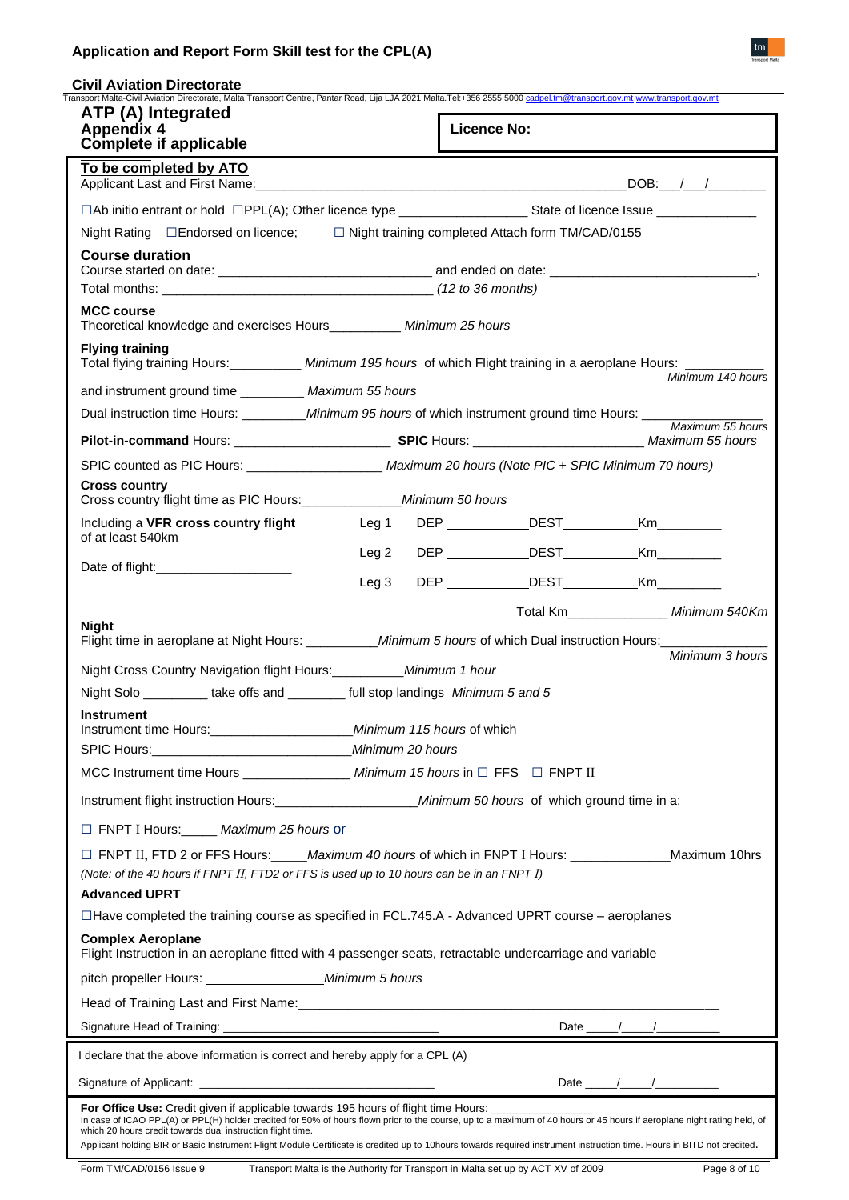## Application and Report Form Skill test for the CPL(A)

**Civil Aviation Directorate**

Transport Malta-Civil Aviation Directorate, Malta Transport Centre, Pantar Road, Lija LJA 2021 Malta.Tel:+356 2555 5000 cadpel.tm@transport.gov.mt www.transport.gov.mt

**ATP (A) Integrated**
**Appendix 4**
**Complete if applicable**

**Licence No:**

**To be completed by ATO**

Applicant Last and First Name:_______________________________________________ DOB:___/___/________

☐Ab initio entrant or hold ☐PPL(A); Other licence type _________________ State of licence Issue _____________

Night Rating ☐Endorsed on licence; ☐ Night training completed Attach form TM/CAD/0155

**Course duration**

Course started on date: ____________________________ and ended on date: ____________________________,

Total months: ____________________________________ *(12 to 36 months)*

**MCC course**

Theoretical knowledge and exercises Hours_________ *Minimum 25 hours*

**Flying training**

Total flying training Hours:__________ *Minimum 195 hours* of which Flight training in a aeroplane Hours: __________ *Minimum 140 hours*

and instrument ground time _________ *Maximum 55 hours*

Dual instruction time Hours: _________*Minimum 95 hours* of which instrument ground time Hours: __________ *Maximum 55 hours*

**Pilot-in-command** Hours: _____________________ **SPIC** Hours: ______________________ *Maximum 55 hours*

SPIC counted as PIC Hours: __________________ *Maximum 20 hours (Note PIC + SPIC Minimum 70 hours)*

**Cross country**

Cross country flight time as PIC Hours:_____________*Minimum 50 hours*

Including a **VFR cross country flight** of at least 540km

Date of flight:___________________

| | | | |
|---|---|---|---|
| Leg 1 | DEP ___________ | DEST__________ | Km_________ |
| Leg 2 | DEP ___________ | DEST__________ | Km_________ |
| Leg 3 | DEP ___________ | DEST__________ | Km_________ |
| | | Total Km______________ | *Minimum 540Km* |

**Night**

Flight time in aeroplane at Night Hours: _________*Minimum 5 hours* of which Dual instruction Hours:______________ *Minimum 3 hours*

Night Cross Country Navigation flight Hours:_________*Minimum 1 hour*

Night Solo _________ take offs and ________ full stop landings *Minimum 5 and 5*

**Instrument**

Instrument time Hours:___________________*Minimum 115 hours* of which

SPIC Hours:____________________________*Minimum 20 hours*

MCC Instrument time Hours ______________ *Minimum 15 hours* in ☐ FFS ☐ FNPT II

Instrument flight instruction Hours:____________________*Minimum 50 hours* of which ground time in a:

☐ FNPT I Hours:_____ *Maximum 25 hours* or

☐ FNPT II, FTD 2 or FFS Hours:_____*Maximum 40 hours* of which in FNPT I Hours: _____________Maximum 10hrs

*(Note: of the 40 hours if FNPT II, FTD2 or FFS is used up to 10 hours can be in an FNPT I)*

**Advanced UPRT**

☐Have completed the training course as specified in FCL.745.A - Advanced UPRT course – aeroplanes

**Complex Aeroplane**

Flight Instruction in an aeroplane fitted with 4 passenger seats, retractable undercarriage and variable pitch propeller Hours: ________________*Minimum 5 hours*

Head of Training Last and First Name:___________________________________________________________

Signature Head of Training: _______________________________ Date _____/_____/__________

I declare that the above information is correct and hereby apply for a CPL (A)

Signature of Applicant: ___________________________________ Date _____/_____/__________

**For Office Use:** Credit given if applicable towards 195 hours of flight time Hours: _______________

In case of ICAO PPL(A) or PPL(H) holder credited for 50% of hours flown prior to the course, up to a maximum of 40 hours or 45 hours if aeroplane night rating held, of which 20 hours credit towards dual instruction flight time.

Applicant holding BIR or Basic Instrument Flight Module Certificate is credited up to 10hours towards required instrument instruction time. Hours in BITD not credited.

Form TM/CAD/0156 Issue 9 Transport Malta is the Authority for Transport in Malta set up by ACT XV of 2009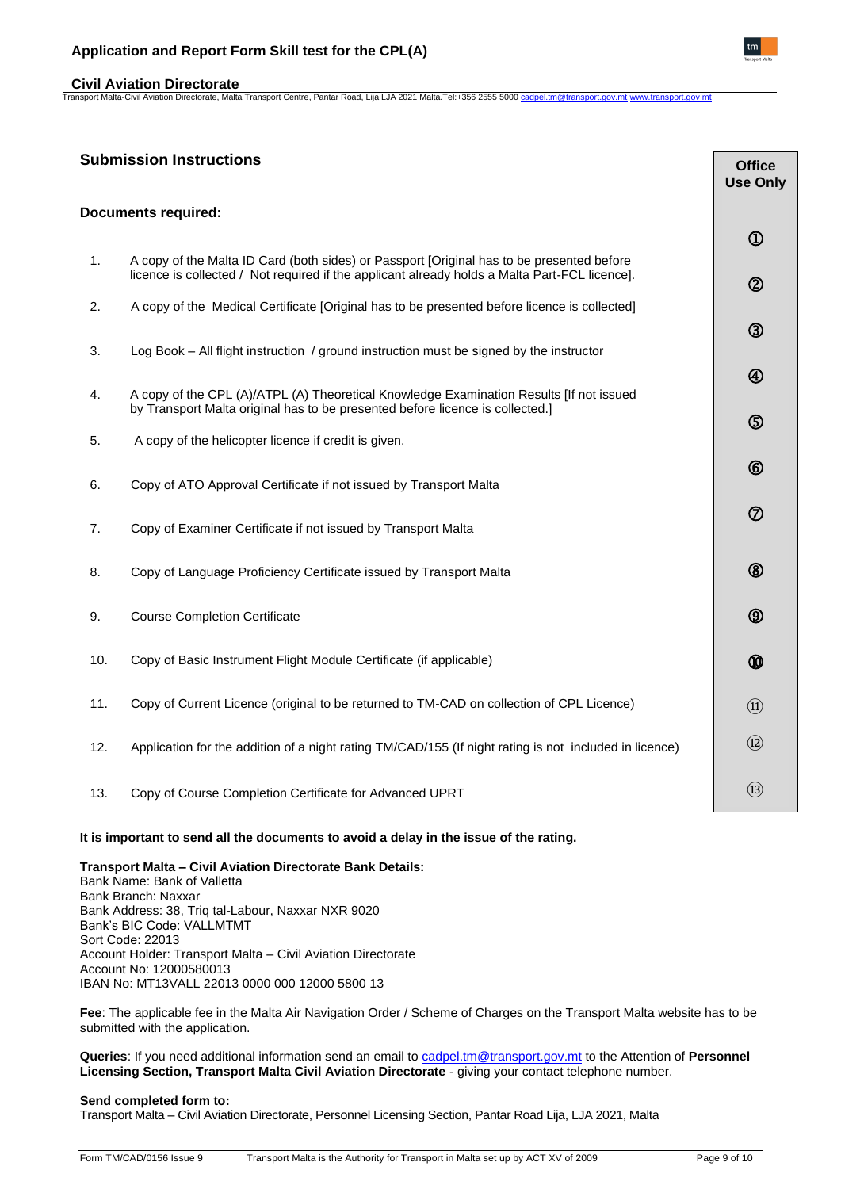## Submission Instructions

### Documents required:

| # | Document | Office Use Only |
|---|---|---|
| 1. | A copy of the Malta ID Card (both sides) or Passport [Original has to be presented before licence is collected / Not required if the applicant already holds a Malta Part-FCL licence]. | ① |
| 2. | A copy of the Medical Certificate [Original has to be presented before licence is collected] | ② |
| 3. | Log Book – All flight instruction / ground instruction must be signed by the instructor | ③ |
| 4. | A copy of the CPL (A)/ATPL (A) Theoretical Knowledge Examination Results [If not issued by Transport Malta original has to be presented before licence is collected.] | ④ |
| 5. | A copy of the helicopter licence if credit is given. | ⑤ |
| 6. | Copy of ATO Approval Certificate if not issued by Transport Malta | ⑥ |
| 7. | Copy of Examiner Certificate if not issued by Transport Malta | ⑦ |
| 8. | Copy of Language Proficiency Certificate issued by Transport Malta | ⑧ |
| 9. | Course Completion Certificate | ⑨ |
| 10. | Copy of Basic Instrument Flight Module Certificate (if applicable) | ⑩ |
| 11. | Copy of Current Licence (original to be returned to TM-CAD on collection of CPL Licence) | ⑪ |
| 12. | Application for the addition of a night rating TM/CAD/155 (If night rating is not included in licence) | ⑫ |
| 13. | Copy of Course Completion Certificate for Advanced UPRT | ⑬ |

**It is important to send all the documents to avoid a delay in the issue of the rating.**

**Transport Malta – Civil Aviation Directorate Bank Details:**
Bank Name: Bank of Valletta
Bank Branch: Naxxar
Bank Address: 38, Triq tal-Labour, Naxxar NXR 9020
Bank's BIC Code: VALLMTMT
Sort Code: 22013
Account Holder: Transport Malta – Civil Aviation Directorate
Account No: 12000580013
IBAN No: MT13VALL 22013 0000 000 12000 5800 13

**Fee**: The applicable fee in the Malta Air Navigation Order / Scheme of Charges on the Transport Malta website has to be submitted with the application.

**Queries**: If you need additional information send an email to cadpel.tm@transport.gov.mt to the Attention of **Personnel Licensing Section, Transport Malta Civil Aviation Directorate** - giving your contact telephone number.

**Send completed form to:**
Transport Malta – Civil Aviation Directorate, Personnel Licensing Section, Pantar Road Lija, LJA 2021, Malta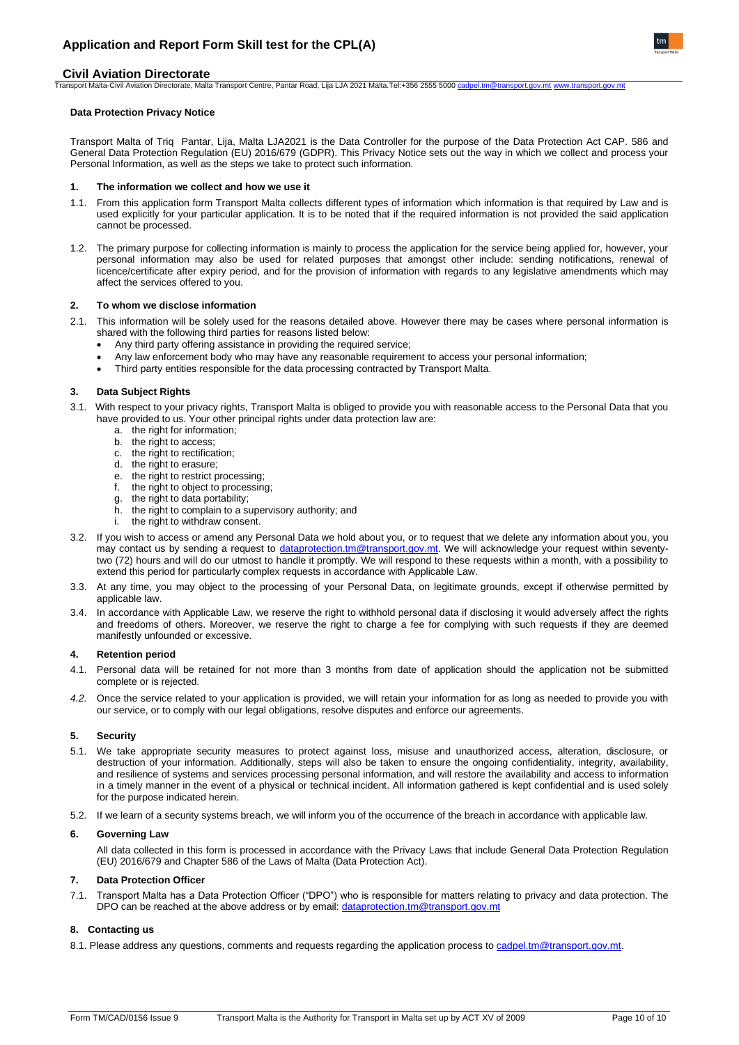## Data Protection Privacy Notice

Transport Malta of Triq Pantar, Lija, Malta LJA2021 is the Data Controller for the purpose of the Data Protection Act CAP. 586 and General Data Protection Regulation (EU) 2016/679 (GDPR). This Privacy Notice sets out the way in which we collect and process your Personal Information, as well as the steps we take to protect such information.

### 1. The information we collect and how we use it

1.1. From this application form Transport Malta collects different types of information which information is that required by Law and is used explicitly for your particular application. It is to be noted that if the required information is not provided the said application cannot be processed.

1.2. The primary purpose for collecting information is mainly to process the application for the service being applied for, however, your personal information may also be used for related purposes that amongst other include: sending notifications, renewal of licence/certificate after expiry period, and for the provision of information with regards to any legislative amendments which may affect the services offered to you.

### 2. To whom we disclose information

2.1. This information will be solely used for the reasons detailed above. However there may be cases where personal information is shared with the following third parties for reasons listed below:

- Any third party offering assistance in providing the required service;
- Any law enforcement body who may have any reasonable requirement to access your personal information;
- Third party entities responsible for the data processing contracted by Transport Malta.

### 3. Data Subject Rights

3.1. With respect to your privacy rights, Transport Malta is obliged to provide you with reasonable access to the Personal Data that you have provided to us. Your other principal rights under data protection law are:

a. the right for information;
b. the right to access;
c. the right to rectification;
d. the right to erasure;
e. the right to restrict processing;
f. the right to object to processing;
g. the right to data portability;
h. the right to complain to a supervisory authority; and
i. the right to withdraw consent.

3.2. If you wish to access or amend any Personal Data we hold about you, or to request that we delete any information about you, you may contact us by sending a request to dataprotection.tm@transport.gov.mt. We will acknowledge your request within seventy-two (72) hours and will do our utmost to handle it promptly. We will respond to these requests within a month, with a possibility to extend this period for particularly complex requests in accordance with Applicable Law.

3.3. At any time, you may object to the processing of your Personal Data, on legitimate grounds, except if otherwise permitted by applicable law.

3.4. In accordance with Applicable Law, we reserve the right to withhold personal data if disclosing it would adversely affect the rights and freedoms of others. Moreover, we reserve the right to charge a fee for complying with such requests if they are deemed manifestly unfounded or excessive.

### 4. Retention period

4.1. Personal data will be retained for not more than 3 months from date of application should the application not be submitted complete or is rejected.

*4.2.* Once the service related to your application is provided, we will retain your information for as long as needed to provide you with our service, or to comply with our legal obligations, resolve disputes and enforce our agreements.

### 5. Security

5.1. We take appropriate security measures to protect against loss, misuse and unauthorized access, alteration, disclosure, or destruction of your information. Additionally, steps will also be taken to ensure the ongoing confidentiality, integrity, availability, and resilience of systems and services processing personal information, and will restore the availability and access to information in a timely manner in the event of a physical or technical incident. All information gathered is kept confidential and is used solely for the purpose indicated herein.

5.2. If we learn of a security systems breach, we will inform you of the occurrence of the breach in accordance with applicable law.

### 6. Governing Law

All data collected in this form is processed in accordance with the Privacy Laws that include General Data Protection Regulation (EU) 2016/679 and Chapter 586 of the Laws of Malta (Data Protection Act).

### 7. Data Protection Officer

7.1. Transport Malta has a Data Protection Officer ("DPO") who is responsible for matters relating to privacy and data protection. The DPO can be reached at the above address or by email: dataprotection.tm@transport.gov.mt

### 8. Contacting us

8.1. Please address any questions, comments and requests regarding the application process to cadpel.tm@transport.gov.mt.